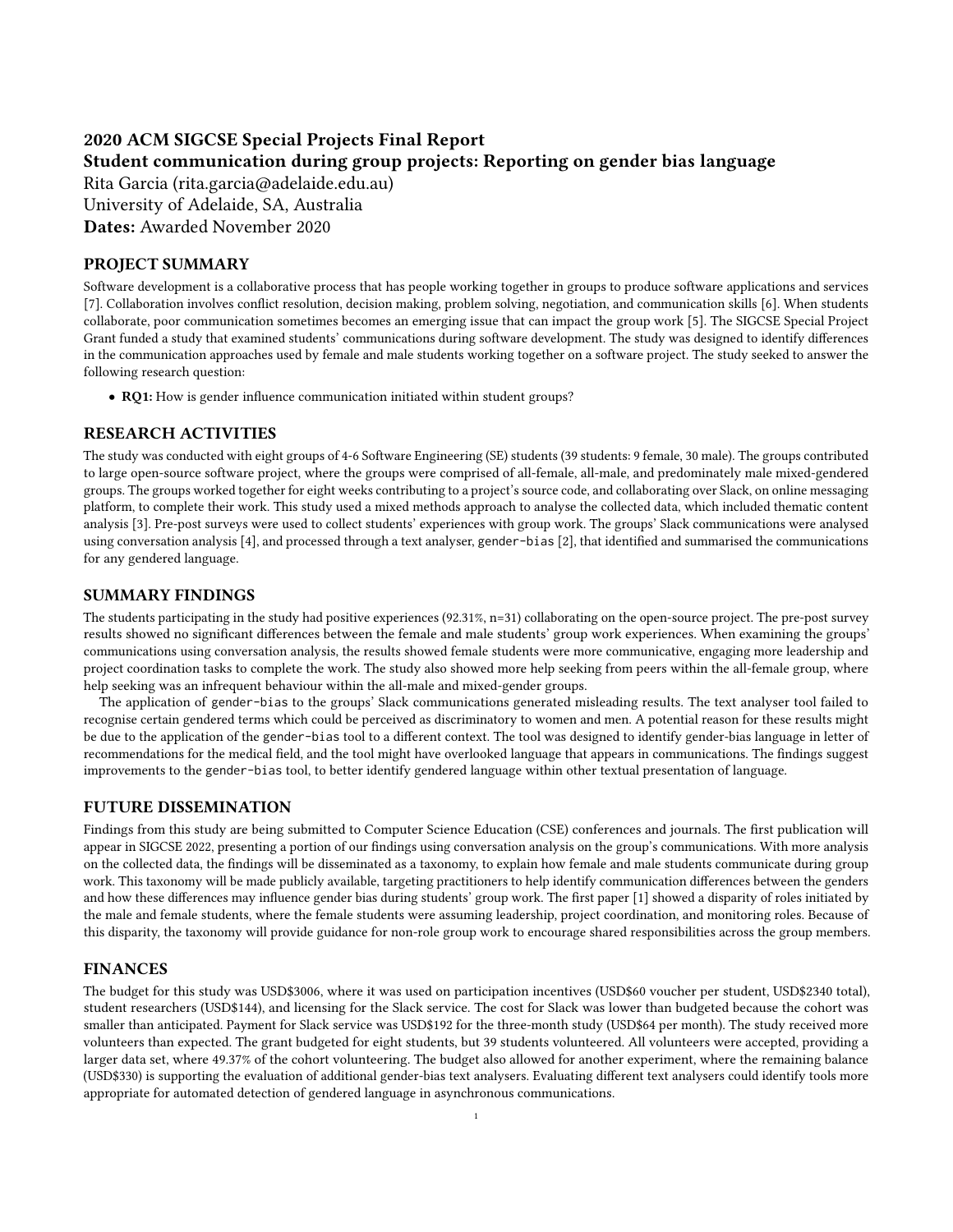# 2020 ACM SIGCSE Special Projects Final Report
# Student communication during group projects: Reporting on gender bias language

Rita Garcia (rita.garcia@adelaide.edu.au)
University of Adelaide, SA, Australia
**Dates:** Awarded November 2020

## PROJECT SUMMARY

Software development is a collaborative process that has people working together in groups to produce software applications and services [7]. Collaboration involves conflict resolution, decision making, problem solving, negotiation, and communication skills [6]. When students collaborate, poor communication sometimes becomes an emerging issue that can impact the group work [5]. The SIGCSE Special Project Grant funded a study that examined students' communications during software development. The study was designed to identify differences in the communication approaches used by female and male students working together on a software project. The study seeked to answer the following research question:

- **RQ1:** How is gender influence communication initiated within student groups?

## RESEARCH ACTIVITIES

The study was conducted with eight groups of 4-6 Software Engineering (SE) students (39 students: 9 female, 30 male). The groups contributed to large open-source software project, where the groups were comprised of all-female, all-male, and predominately male mixed-gendered groups. The groups worked together for eight weeks contributing to a project's source code, and collaborating over Slack, on online messaging platform, to complete their work. This study used a mixed methods approach to analyse the collected data, which included thematic content analysis [3]. Pre-post surveys were used to collect students' experiences with group work. The groups' Slack communications were analysed using conversation analysis [4], and processed through a text analyser, `gender-bias` [2], that identified and summarised the communications for any gendered language.

## SUMMARY FINDINGS

The students participating in the study had positive experiences (92.31%, n=31) collaborating on the open-source project. The pre-post survey results showed no significant differences between the female and male students' group work experiences. When examining the groups' communications using conversation analysis, the results showed female students were more communicative, engaging more leadership and project coordination tasks to complete the work. The study also showed more help seeking from peers within the all-female group, where help seeking was an infrequent behaviour within the all-male and mixed-gender groups.

The application of `gender-bias` to the groups' Slack communications generated misleading results. The text analyser tool failed to recognise certain gendered terms which could be perceived as discriminatory to women and men. A potential reason for these results might be due to the application of the `gender-bias` tool to a different context. The tool was designed to identify gender-bias language in letter of recommendations for the medical field, and the tool might have overlooked language that appears in communications. The findings suggest improvements to the `gender-bias` tool, to better identify gendered language within other textual presentation of language.

## FUTURE DISSEMINATION

Findings from this study are being submitted to Computer Science Education (CSE) conferences and journals. The first publication will appear in SIGCSE 2022, presenting a portion of our findings using conversation analysis on the group's communications. With more analysis on the collected data, the findings will be disseminated as a taxonomy, to explain how female and male students communicate during group work. This taxonomy will be made publicly available, targeting practitioners to help identify communication differences between the genders and how these differences may influence gender bias during students' group work. The first paper [1] showed a disparity of roles initiated by the male and female students, where the female students were assuming leadership, project coordination, and monitoring roles. Because of this disparity, the taxonomy will provide guidance for non-role group work to encourage shared responsibilities across the group members.

## FINANCES

The budget for this study was USD$3006, where it was used on participation incentives (USD$60 voucher per student, USD$2340 total), student researchers (USD$144), and licensing for the Slack service. The cost for Slack was lower than budgeted because the cohort was smaller than anticipated. Payment for Slack service was USD$192 for the three-month study (USD$64 per month). The study received more volunteers than expected. The grant budgeted for eight students, but 39 students volunteered. All volunteers were accepted, providing a larger data set, where 49.37% of the cohort volunteering. The budget also allowed for another experiment, where the remaining balance (USD$330) is supporting the evaluation of additional gender-bias text analysers. Evaluating different text analysers could identify tools more appropriate for automated detection of gendered language in asynchronous communications.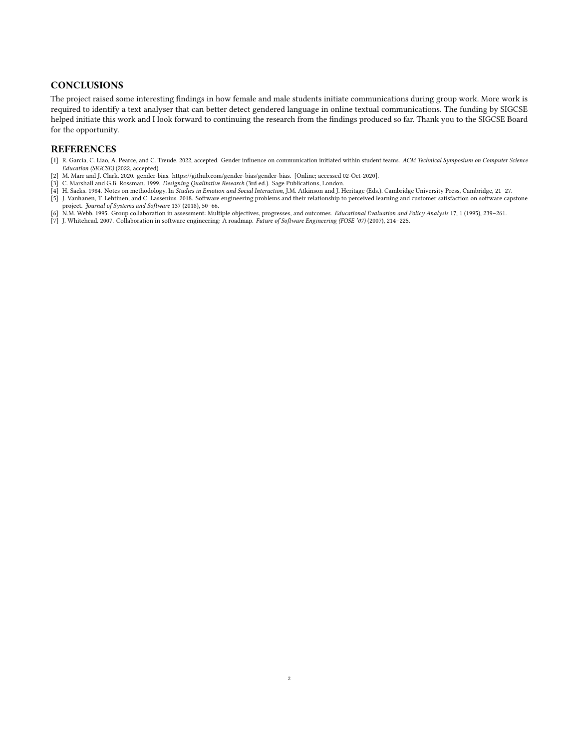## CONCLUSIONS

The project raised some interesting findings in how female and male students initiate communications during group work. More work is required to identify a text analyser that can better detect gendered language in online textual communications. The funding by SIGCSE helped initiate this work and I look forward to continuing the research from the findings produced so far. Thank you to the SIGCSE Board for the opportunity.

## REFERENCES

[1] R. Garcia, C. Liao, A. Pearce, and C. Treude. 2022, accepted. Gender influence on communication initiated within student teams. *ACM Technical Symposium on Computer Science Education (SIGCSE)* (2022, accepted).

[2] M. Marr and J. Clark. 2020. gender-bias. https://github.com/gender-bias/gender-bias. [Online; accessed 02-Oct-2020].

[3] C. Marshall and G.B. Rossman. 1999. *Designing Qualitative Research* (3rd ed.). Sage Publications, London.

[4] H. Sacks. 1984. Notes on methodology. In *Studies in Emotion and Social Interaction*, J.M. Atkinson and J. Heritage (Eds.). Cambridge University Press, Cambridge, 21–27.

[5] J. Vanhanen, T. Lehtinen, and C. Lassenius. 2018. Software engineering problems and their relationship to perceived learning and customer satisfaction on software capstone project. *Journal of Systems and Software* 137 (2018), 50–66.

[6] N.M. Webb. 1995. Group collaboration in assessment: Multiple objectives, progresses, and outcomes. *Educational Evaluation and Policy Analysis* 17, 1 (1995), 239–261.

[7] J. Whitehead. 2007. Collaboration in software engineering: A roadmap. *Future of Software Engineering (FOSE '07)* (2007), 214–225.